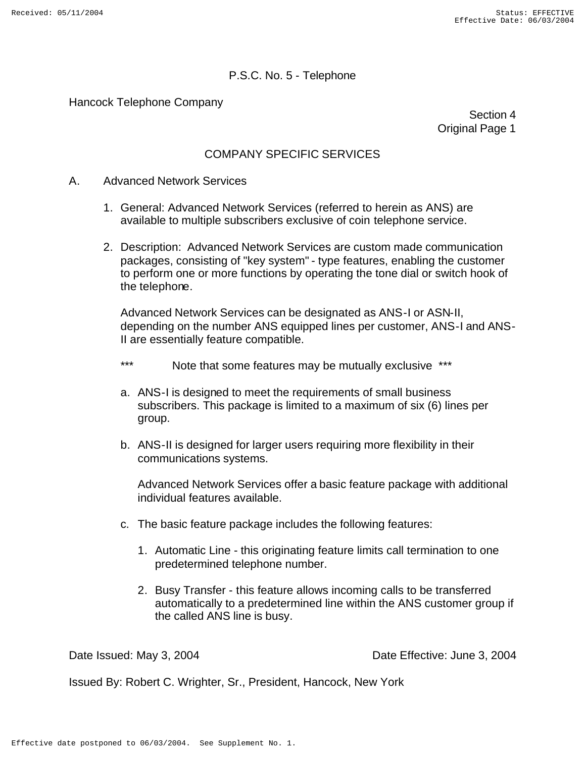P.S.C. No. 5 - Telephone

Hancock Telephone Company

Section 4
Original Page 1

## COMPANY SPECIFIC SERVICES

A. Advanced Network Services

1. General: Advanced Network Services (referred to herein as ANS) are available to multiple subscribers exclusive of coin telephone service.

2. Description: Advanced Network Services are custom made communication packages, consisting of "key system" - type features, enabling the customer to perform one or more functions by operating the tone dial or switch hook of the telephone.

   Advanced Network Services can be designated as ANS-I or ASN-II, depending on the number ANS equipped lines per customer, ANS-I and ANS-II are essentially feature compatible.

   *** Note that some features may be mutually exclusive ***

   a. ANS-I is designed to meet the requirements of small business subscribers. This package is limited to a maximum of six (6) lines per group.

   b. ANS-II is designed for larger users requiring more flexibility in their communications systems.

      Advanced Network Services offer a basic feature package with additional individual features available.

   c. The basic feature package includes the following features:

      1. Automatic Line - this originating feature limits call termination to one predetermined telephone number.

      2. Busy Transfer - this feature allows incoming calls to be transferred automatically to a predetermined line within the ANS customer group if the called ANS line is busy.

Date Issued: May 3, 2004 Date Effective: June 3, 2004

Issued By: Robert C. Wrighter, Sr., President, Hancock, New York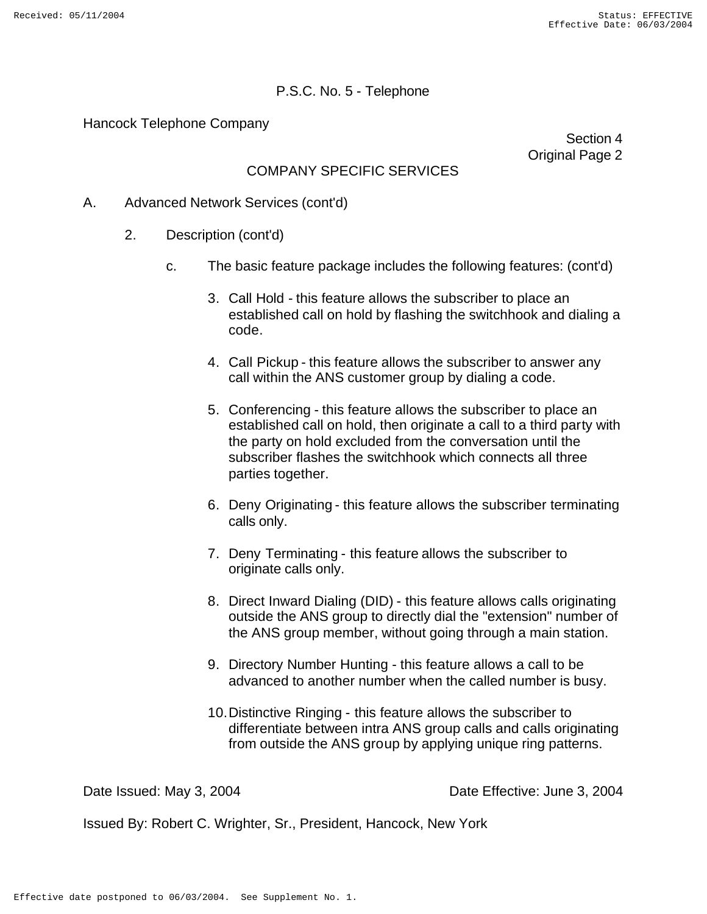P.S.C. No. 5 - Telephone

Hancock Telephone Company

Section 4
Original Page 2

## COMPANY SPECIFIC SERVICES

A. Advanced Network Services (cont'd)

2. Description (cont'd)

c. The basic feature package includes the following features: (cont'd)

3. Call Hold - this feature allows the subscriber to place an established call on hold by flashing the switchhook and dialing a code.

4. Call Pickup - this feature allows the subscriber to answer any call within the ANS customer group by dialing a code.

5. Conferencing - this feature allows the subscriber to place an established call on hold, then originate a call to a third party with the party on hold excluded from the conversation until the subscriber flashes the switchhook which connects all three parties together.

6. Deny Originating - this feature allows the subscriber terminating calls only.

7. Deny Terminating - this feature allows the subscriber to originate calls only.

8. Direct Inward Dialing (DID) - this feature allows calls originating outside the ANS group to directly dial the "extension" number of the ANS group member, without going through a main station.

9. Directory Number Hunting - this feature allows a call to be advanced to another number when the called number is busy.

10. Distinctive Ringing - this feature allows the subscriber to differentiate between intra ANS group calls and calls originating from outside the ANS group by applying unique ring patterns.

Date Issued: May 3, 2004 Date Effective: June 3, 2004

Issued By: Robert C. Wrighter, Sr., President, Hancock, New York

Effective date postponed to 06/03/2004. See Supplement No. 1.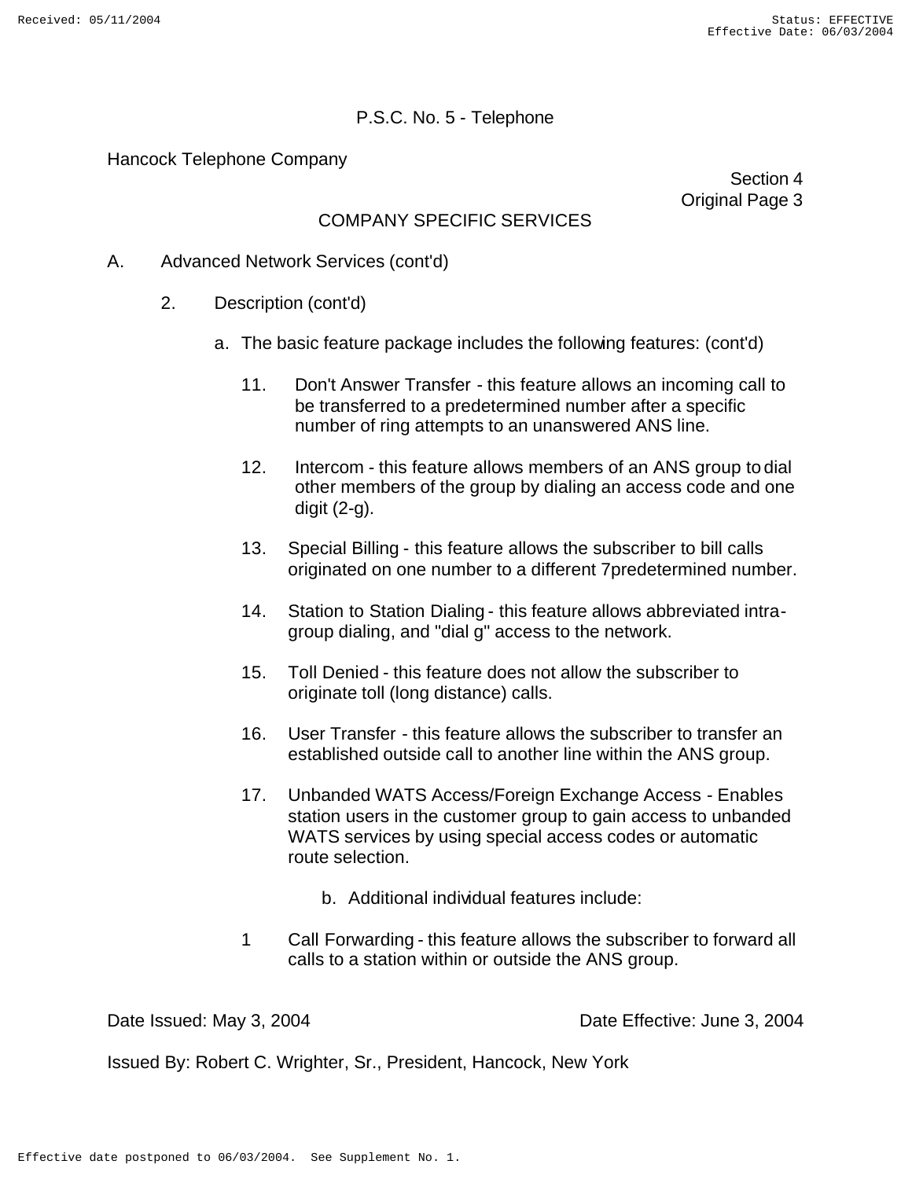P.S.C. No. 5 - Telephone

Hancock Telephone Company

Section 4
Original Page 3

COMPANY SPECIFIC SERVICES

A. Advanced Network Services (cont'd)

2. Description (cont'd)

a. The basic feature package includes the following features: (cont'd)

11. Don't Answer Transfer - this feature allows an incoming call to be transferred to a predetermined number after a specific number of ring attempts to an unanswered ANS line.

12. Intercom - this feature allows members of an ANS group to dial other members of the group by dialing an access code and one digit (2-g).

13. Special Billing - this feature allows the subscriber to bill calls originated on one number to a different 7predetermined number.

14. Station to Station Dialing - this feature allows abbreviated intra-group dialing, and "dial g" access to the network.

15. Toll Denied - this feature does not allow the subscriber to originate toll (long distance) calls.

16. User Transfer - this feature allows the subscriber to transfer an established outside call to another line within the ANS group.

17. Unbanded WATS Access/Foreign Exchange Access - Enables station users in the customer group to gain access to unbanded WATS services by using special access codes or automatic route selection.

b. Additional individual features include:

1 Call Forwarding - this feature allows the subscriber to forward all calls to a station within or outside the ANS group.

Date Issued: May 3, 2004 Date Effective: June 3, 2004

Issued By: Robert C. Wrighter, Sr., President, Hancock, New York

Effective date postponed to 06/03/2004. See Supplement No. 1.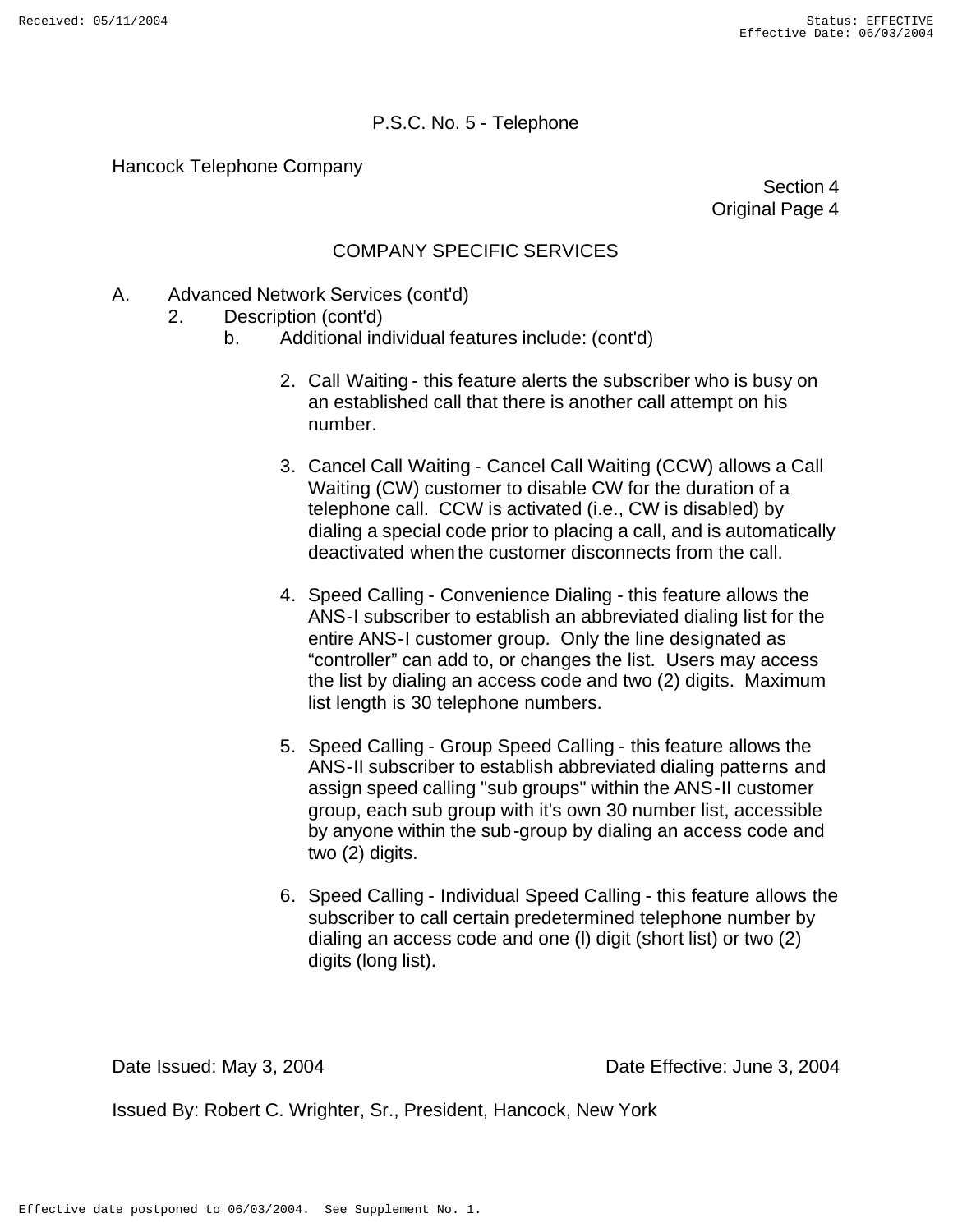P.S.C. No. 5 - Telephone

Hancock Telephone Company

Section 4
Original Page 4

## COMPANY SPECIFIC SERVICES

A. Advanced Network Services (cont'd)

2. Description (cont'd)

b. Additional individual features include: (cont'd)

2. Call Waiting - this feature alerts the subscriber who is busy on an established call that there is another call attempt on his number.

3. Cancel Call Waiting - Cancel Call Waiting (CCW) allows a Call Waiting (CW) customer to disable CW for the duration of a telephone call. CCW is activated (i.e., CW is disabled) by dialing a special code prior to placing a call, and is automatically deactivated when the customer disconnects from the call.

4. Speed Calling - Convenience Dialing - this feature allows the ANS-I subscriber to establish an abbreviated dialing list for the entire ANS-I customer group. Only the line designated as “controller” can add to, or changes the list. Users may access the list by dialing an access code and two (2) digits. Maximum list length is 30 telephone numbers.

5. Speed Calling - Group Speed Calling - this feature allows the ANS-II subscriber to establish abbreviated dialing patterns and assign speed calling "sub groups" within the ANS-II customer group, each sub group with it's own 30 number list, accessible by anyone within the sub-group by dialing an access code and two (2) digits.

6. Speed Calling - Individual Speed Calling - this feature allows the subscriber to call certain predetermined telephone number by dialing an access code and one (l) digit (short list) or two (2) digits (long list).

Date Issued: May 3, 2004

Date Effective: June 3, 2004

Issued By: Robert C. Wrighter, Sr., President, Hancock, New York

Effective date postponed to 06/03/2004. See Supplement No. 1.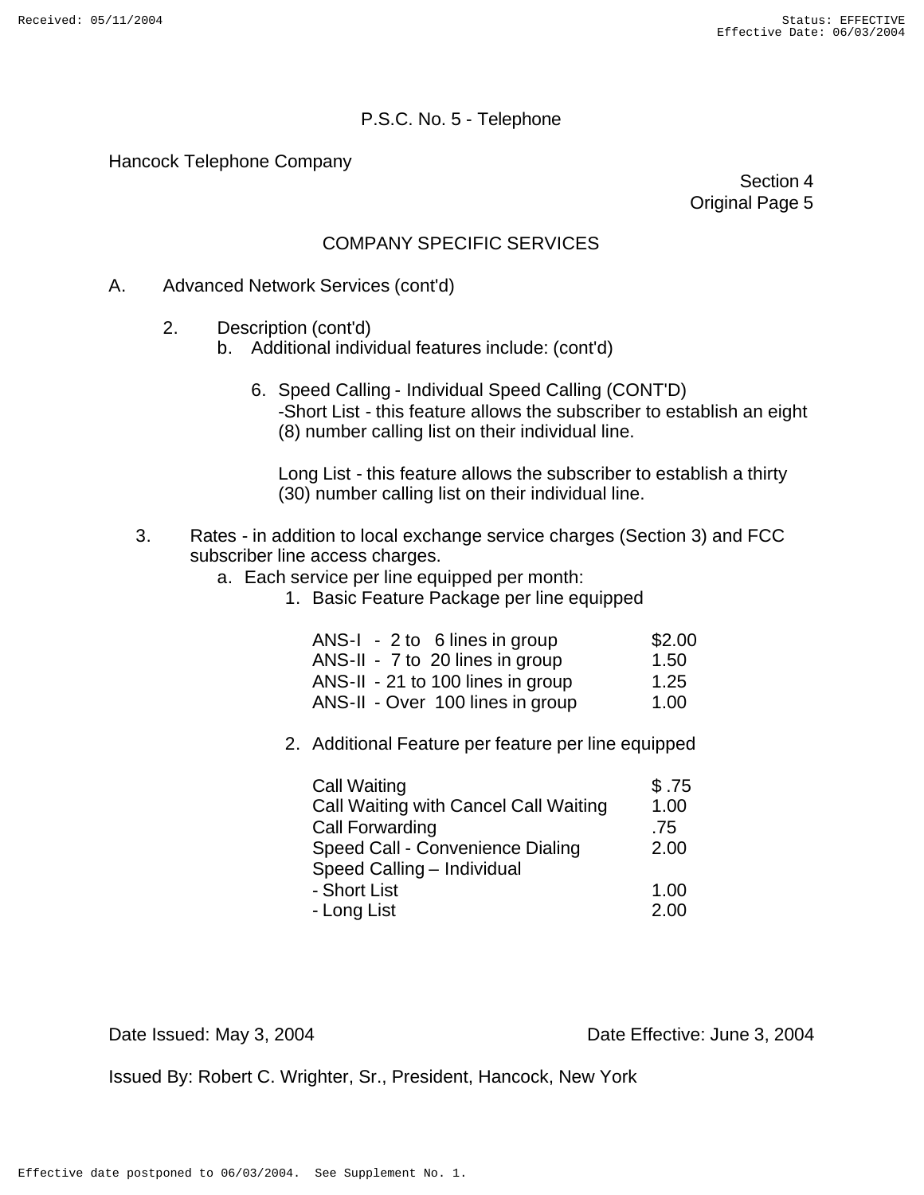P.S.C. No. 5 - Telephone

Hancock Telephone Company

Section 4
Original Page 5

## COMPANY SPECIFIC SERVICES

A. Advanced Network Services (cont'd)

2. Description (cont'd)
   b. Additional individual features include: (cont'd)

      6. Speed Calling - Individual Speed Calling (CONT'D)
         -Short List - this feature allows the subscriber to establish an eight (8) number calling list on their individual line.

         Long List - this feature allows the subscriber to establish a thirty (30) number calling list on their individual line.

3. Rates - in addition to local exchange service charges (Section 3) and FCC subscriber line access charges.
   a. Each service per line equipped per month:
      1. Basic Feature Package per line equipped

| | |
|---|---|
| ANS-I - 2 to 6 lines in group | $2.00 |
| ANS-II - 7 to 20 lines in group | 1.50 |
| ANS-II - 21 to 100 lines in group | 1.25 |
| ANS-II - Over 100 lines in group | 1.00 |

      2. Additional Feature per feature per line equipped

| | |
|---|---|
| Call Waiting | $ .75 |
| Call Waiting with Cancel Call Waiting | 1.00 |
| Call Forwarding | .75 |
| Speed Call - Convenience Dialing | 2.00 |
| Speed Calling – Individual | |
| - Short List | 1.00 |
| - Long List | 2.00 |

Date Issued: May 3, 2004 Date Effective: June 3, 2004

Issued By: Robert C. Wrighter, Sr., President, Hancock, New York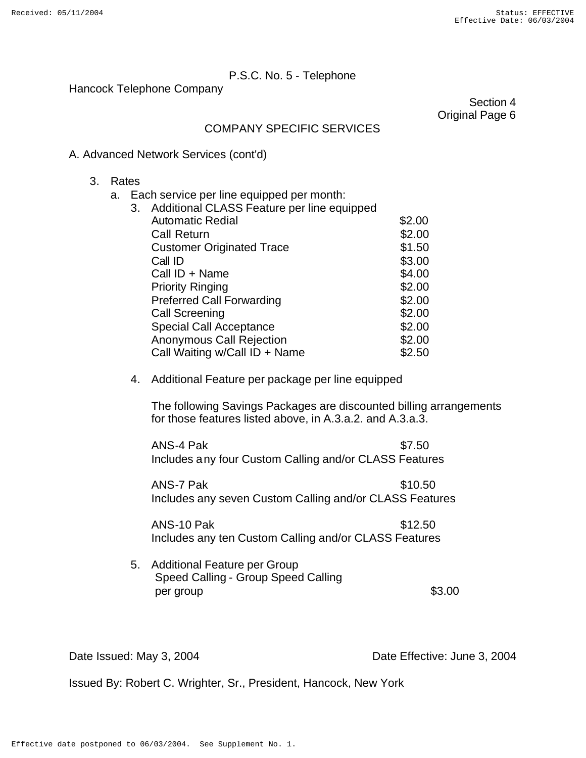P.S.C. No. 5 - Telephone

Hancock Telephone Company

Section 4
Original Page 6

COMPANY SPECIFIC SERVICES

A. Advanced Network Services (cont'd)

3. Rates
   a. Each service per line equipped per month:
      3. Additional CLASS Feature per line equipped

| Feature | Rate |
|---|---|
| Automatic Redial | $2.00 |
| Call Return | $2.00 |
| Customer Originated Trace | $1.50 |
| Call ID | $3.00 |
| Call ID + Name | $4.00 |
| Priority Ringing | $2.00 |
| Preferred Call Forwarding | $2.00 |
| Call Screening | $2.00 |
| Special Call Acceptance | $2.00 |
| Anonymous Call Rejection | $2.00 |
| Call Waiting w/Call ID + Name | $2.50 |

      4. Additional Feature per package per line equipped

         The following Savings Packages are discounted billing arrangements for those features listed above, in A.3.a.2. and A.3.a.3.

         ANS-4 Pak $7.50
         Includes any four Custom Calling and/or CLASS Features

         ANS-7 Pak $10.50
         Includes any seven Custom Calling and/or CLASS Features

         ANS-10 Pak $12.50
         Includes any ten Custom Calling and/or CLASS Features

      5. Additional Feature per Group
         Speed Calling - Group Speed Calling
         per group $3.00

Date Issued: May 3, 2004

Date Effective: June 3, 2004

Issued By: Robert C. Wrighter, Sr., President, Hancock, New York

Effective date postponed to 06/03/2004. See Supplement No. 1.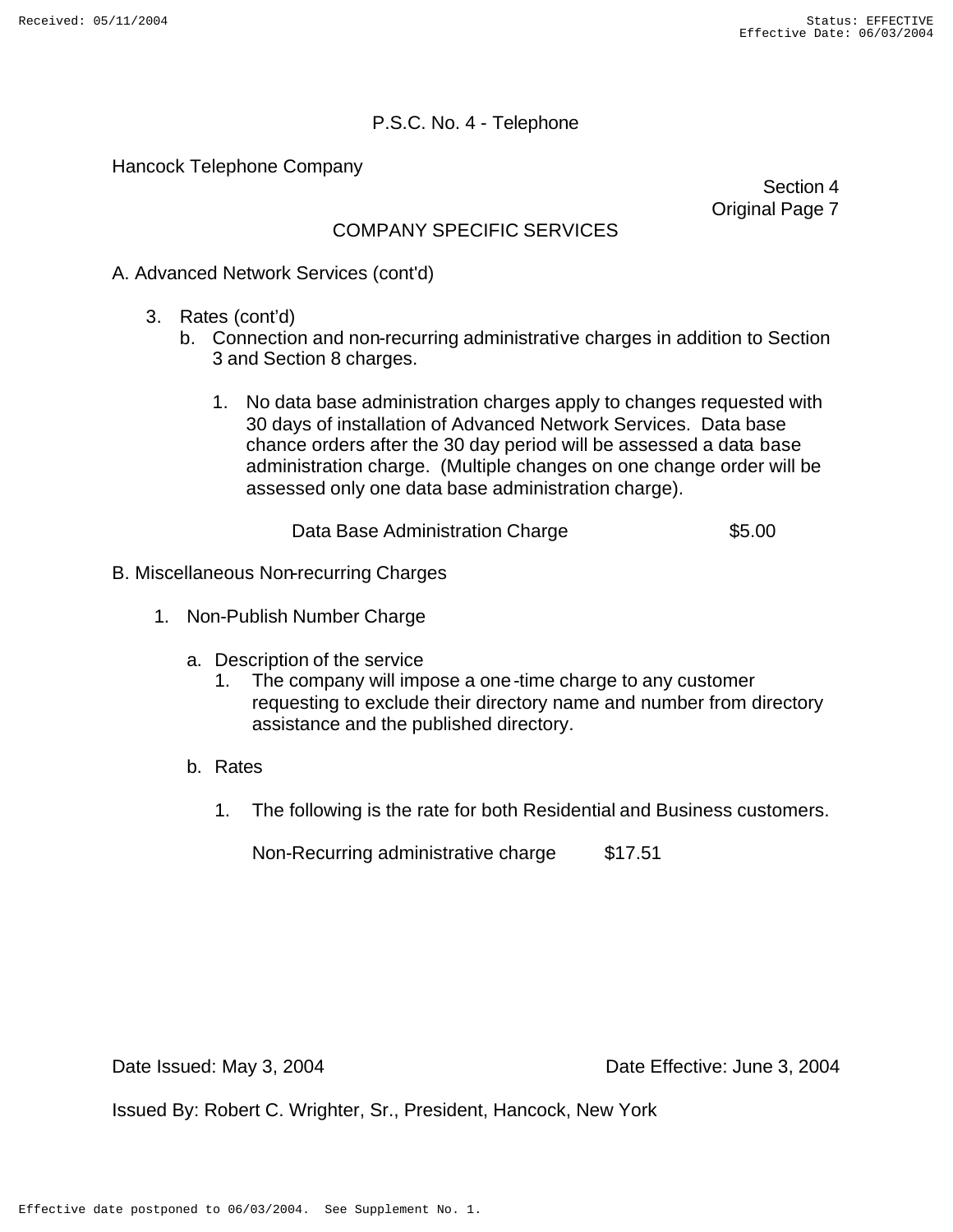P.S.C. No. 4 - Telephone

Hancock Telephone Company

Section 4
Original Page 7

## COMPANY SPECIFIC SERVICES

A. Advanced Network Services (cont'd)

3. Rates (cont'd)
   b. Connection and non-recurring administrative charges in addition to Section 3 and Section 8 charges.

      1. No data base administration charges apply to changes requested with 30 days of installation of Advanced Network Services. Data base chance orders after the 30 day period will be assessed a data base administration charge. (Multiple changes on one change order will be assessed only one data base administration charge).

         Data Base Administration Charge $5.00

B. Miscellaneous Non-recurring Charges

1. Non-Publish Number Charge

   a. Description of the service
      1. The company will impose a one-time charge to any customer requesting to exclude their directory name and number from directory assistance and the published directory.

   b. Rates

      1. The following is the rate for both Residential and Business customers.

         Non-Recurring administrative charge $17.51

Date Issued: May 3, 2004

Date Effective: June 3, 2004

Issued By: Robert C. Wrighter, Sr., President, Hancock, New York

Effective date postponed to 06/03/2004. See Supplement No. 1.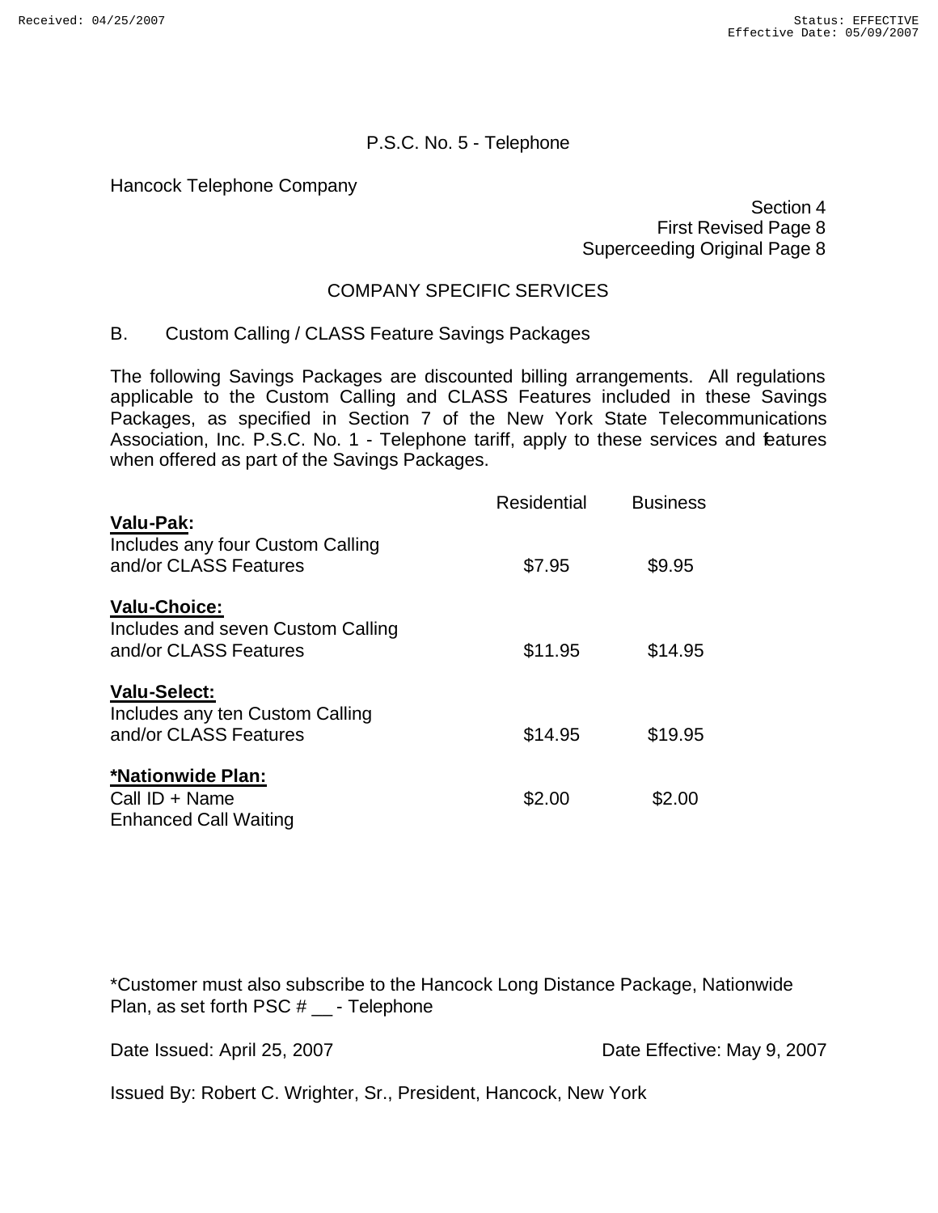P.S.C. No. 5 - Telephone

Hancock Telephone Company

Section 4
First Revised Page 8
Superceeding Original Page 8

## COMPANY SPECIFIC SERVICES

### B. Custom Calling / CLASS Feature Savings Packages

The following Savings Packages are discounted billing arrangements. All regulations applicable to the Custom Calling and CLASS Features included in these Savings Packages, as specified in Section 7 of the New York State Telecommunications Association, Inc. P.S.C. No. 1 - Telephone tariff, apply to these services and features when offered as part of the Savings Packages.

| | Residential | Business |
|---|---|---|
| **Valu-Pak:** Includes any four Custom Calling and/or CLASS Features | $7.95 | $9.95 |
| **Valu-Choice:** Includes and seven Custom Calling and/or CLASS Features | $11.95 | $14.95 |
| **Valu-Select:** Includes any ten Custom Calling and/or CLASS Features | $14.95 | $19.95 |
| **\*Nationwide Plan:** Call ID + Name Enhanced Call Waiting | $2.00 | $2.00 |

*Customer must also subscribe to the Hancock Long Distance Package, Nationwide Plan, as set forth PSC # __ - Telephone

Date Issued: April 25, 2007 Date Effective: May 9, 2007

Issued By: Robert C. Wrighter, Sr., President, Hancock, New York